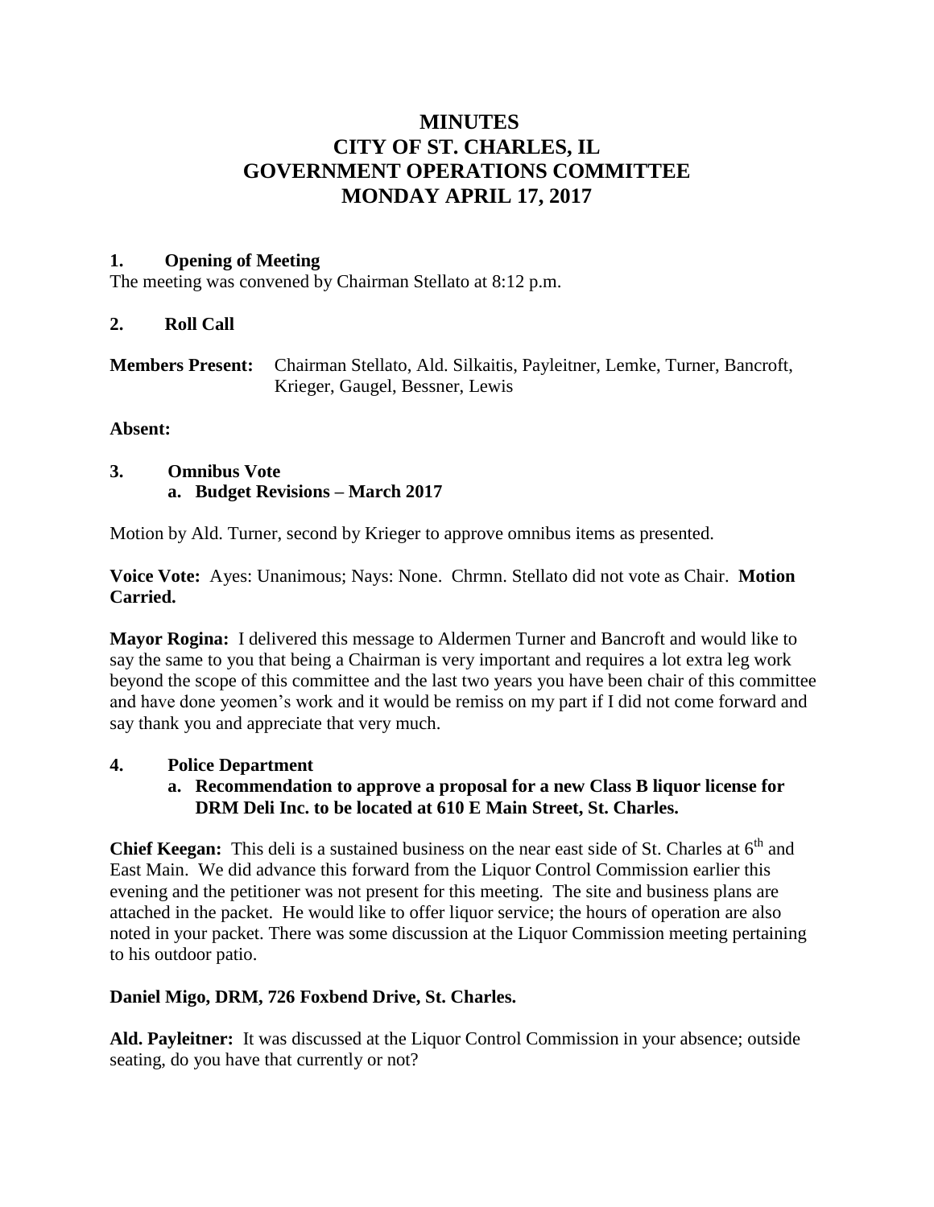# MINUTES
# CITY OF ST. CHARLES, IL
# GOVERNMENT OPERATIONS COMMITTEE
# MONDAY APRIL 17, 2017

## 1. Opening of Meeting

The meeting was convened by Chairman Stellato at 8:12 p.m.

## 2. Roll Call

**Members Present:** Chairman Stellato, Ald. Silkaitis, Payleitner, Lemke, Turner, Bancroft, Krieger, Gaugel, Bessner, Lewis

**Absent:**

## 3. Omnibus Vote

### a. Budget Revisions – March 2017

Motion by Ald. Turner, second by Krieger to approve omnibus items as presented.

**Voice Vote:** Ayes: Unanimous; Nays: None. Chrmn. Stellato did not vote as Chair. **Motion Carried.**

**Mayor Rogina:** I delivered this message to Aldermen Turner and Bancroft and would like to say the same to you that being a Chairman is very important and requires a lot extra leg work beyond the scope of this committee and the last two years you have been chair of this committee and have done yeomen's work and it would be remiss on my part if I did not come forward and say thank you and appreciate that very much.

## 4. Police Department

### a. Recommendation to approve a proposal for a new Class B liquor license for DRM Deli Inc. to be located at 610 E Main Street, St. Charles.

**Chief Keegan:** This deli is a sustained business on the near east side of St. Charles at 6th and East Main. We did advance this forward from the Liquor Control Commission earlier this evening and the petitioner was not present for this meeting. The site and business plans are attached in the packet. He would like to offer liquor service; the hours of operation are also noted in your packet. There was some discussion at the Liquor Commission meeting pertaining to his outdoor patio.

**Daniel Migo, DRM, 726 Foxbend Drive, St. Charles.**

**Ald. Payleitner:** It was discussed at the Liquor Control Commission in your absence; outside seating, do you have that currently or not?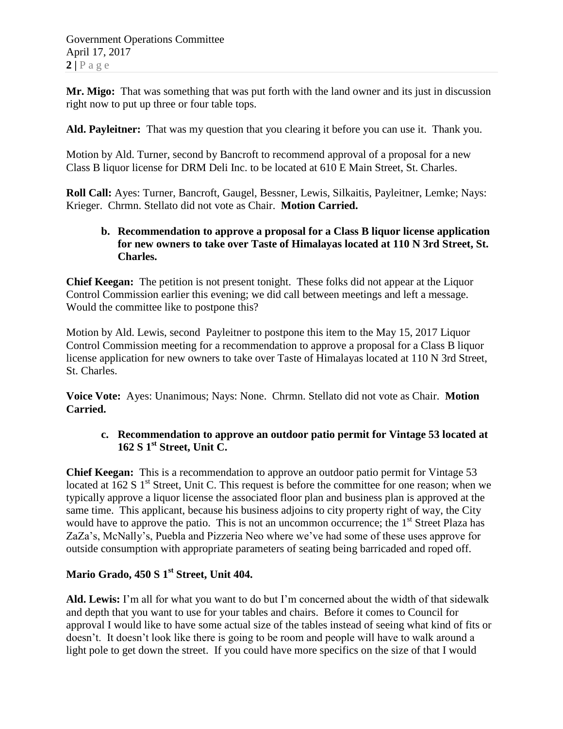**Mr. Migo:** That was something that was put forth with the land owner and its just in discussion right now to put up three or four table tops.

**Ald. Payleitner:** That was my question that you clearing it before you can use it. Thank you.

Motion by Ald. Turner, second by Bancroft to recommend approval of a proposal for a new Class B liquor license for DRM Deli Inc. to be located at 610 E Main Street, St. Charles.

**Roll Call:** Ayes: Turner, Bancroft, Gaugel, Bessner, Lewis, Silkaitis, Payleitner, Lemke; Nays: Krieger. Chrmn. Stellato did not vote as Chair. **Motion Carried.**

**b. Recommendation to approve a proposal for a Class B liquor license application for new owners to take over Taste of Himalayas located at 110 N 3rd Street, St. Charles.**

**Chief Keegan:** The petition is not present tonight. These folks did not appear at the Liquor Control Commission earlier this evening; we did call between meetings and left a message. Would the committee like to postpone this?

Motion by Ald. Lewis, second Payleitner to postpone this item to the May 15, 2017 Liquor Control Commission meeting for a recommendation to approve a proposal for a Class B liquor license application for new owners to take over Taste of Himalayas located at 110 N 3rd Street, St. Charles.

**Voice Vote:** Ayes: Unanimous; Nays: None. Chrmn. Stellato did not vote as Chair. **Motion Carried.**

**c. Recommendation to approve an outdoor patio permit for Vintage 53 located at 162 S 1st Street, Unit C.**

**Chief Keegan:** This is a recommendation to approve an outdoor patio permit for Vintage 53 located at 162 S 1st Street, Unit C. This request is before the committee for one reason; when we typically approve a liquor license the associated floor plan and business plan is approved at the same time. This applicant, because his business adjoins to city property right of way, the City would have to approve the patio. This is not an uncommon occurrence; the 1st Street Plaza has ZaZa's, McNally's, Puebla and Pizzeria Neo where we've had some of these uses approve for outside consumption with appropriate parameters of seating being barricaded and roped off.

**Mario Grado, 450 S 1st Street, Unit 404.**

**Ald. Lewis:** I'm all for what you want to do but I'm concerned about the width of that sidewalk and depth that you want to use for your tables and chairs. Before it comes to Council for approval I would like to have some actual size of the tables instead of seeing what kind of fits or doesn't. It doesn't look like there is going to be room and people will have to walk around a light pole to get down the street. If you could have more specifics on the size of that I would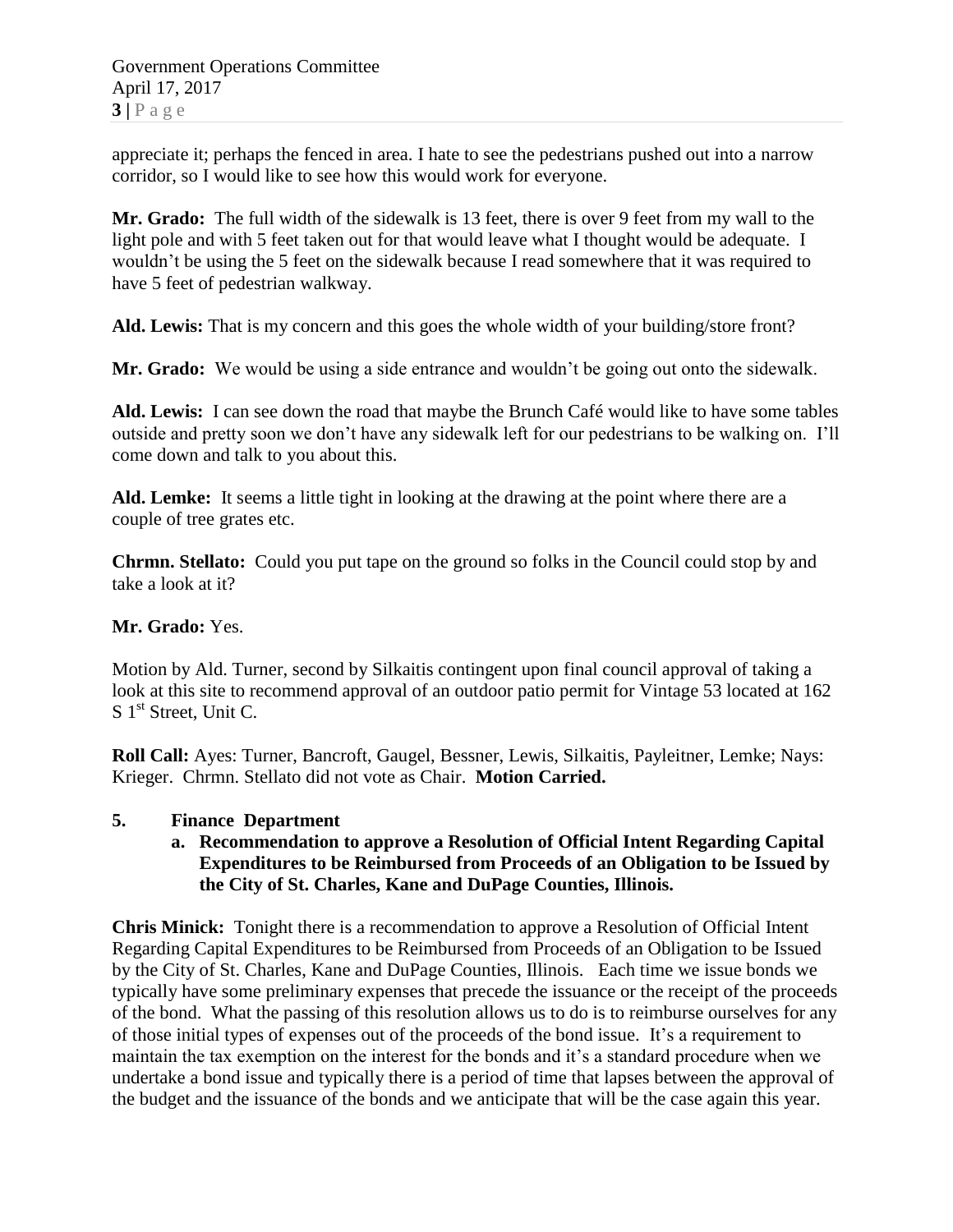appreciate it; perhaps the fenced in area. I hate to see the pedestrians pushed out into a narrow corridor, so I would like to see how this would work for everyone.

**Mr. Grado:** The full width of the sidewalk is 13 feet, there is over 9 feet from my wall to the light pole and with 5 feet taken out for that would leave what I thought would be adequate. I wouldn't be using the 5 feet on the sidewalk because I read somewhere that it was required to have 5 feet of pedestrian walkway.

**Ald. Lewis:** That is my concern and this goes the whole width of your building/store front?

**Mr. Grado:** We would be using a side entrance and wouldn't be going out onto the sidewalk.

**Ald. Lewis:** I can see down the road that maybe the Brunch Café would like to have some tables outside and pretty soon we don't have any sidewalk left for our pedestrians to be walking on. I'll come down and talk to you about this.

**Ald. Lemke:** It seems a little tight in looking at the drawing at the point where there are a couple of tree grates etc.

**Chrmn. Stellato:** Could you put tape on the ground so folks in the Council could stop by and take a look at it?

**Mr. Grado:** Yes.

Motion by Ald. Turner, second by Silkaitis contingent upon final council approval of taking a look at this site to recommend approval of an outdoor patio permit for Vintage 53 located at 162 S 1st Street, Unit C.

**Roll Call:** Ayes: Turner, Bancroft, Gaugel, Bessner, Lewis, Silkaitis, Payleitner, Lemke; Nays: Krieger. Chrmn. Stellato did not vote as Chair. **Motion Carried.**

**5. Finance Department**

**a. Recommendation to approve a Resolution of Official Intent Regarding Capital Expenditures to be Reimbursed from Proceeds of an Obligation to be Issued by the City of St. Charles, Kane and DuPage Counties, Illinois.**

**Chris Minick:** Tonight there is a recommendation to approve a Resolution of Official Intent Regarding Capital Expenditures to be Reimbursed from Proceeds of an Obligation to be Issued by the City of St. Charles, Kane and DuPage Counties, Illinois. Each time we issue bonds we typically have some preliminary expenses that precede the issuance or the receipt of the proceeds of the bond. What the passing of this resolution allows us to do is to reimburse ourselves for any of those initial types of expenses out of the proceeds of the bond issue. It's a requirement to maintain the tax exemption on the interest for the bonds and it's a standard procedure when we undertake a bond issue and typically there is a period of time that lapses between the approval of the budget and the issuance of the bonds and we anticipate that will be the case again this year.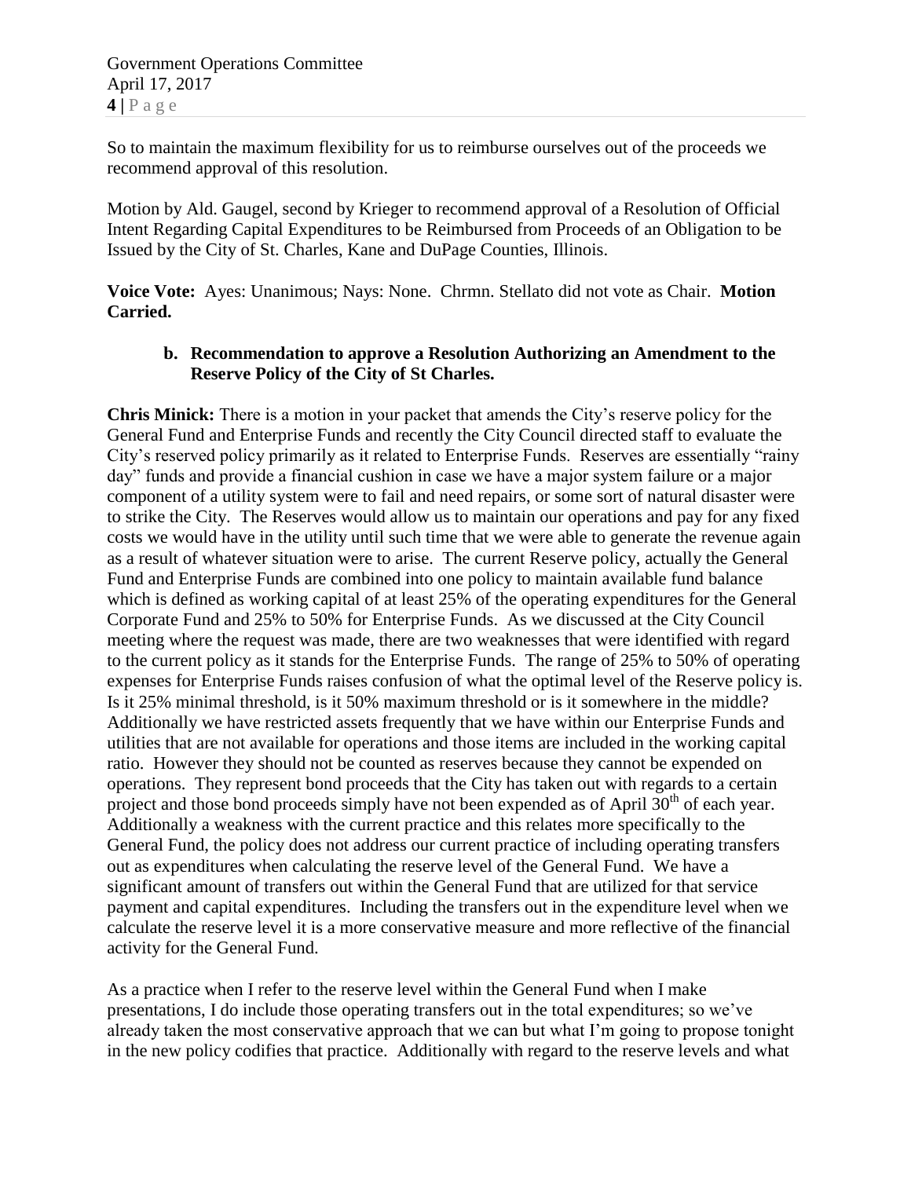So to maintain the maximum flexibility for us to reimburse ourselves out of the proceeds we recommend approval of this resolution.

Motion by Ald. Gaugel, second by Krieger to recommend approval of a Resolution of Official Intent Regarding Capital Expenditures to be Reimbursed from Proceeds of an Obligation to be Issued by the City of St. Charles, Kane and DuPage Counties, Illinois.

**Voice Vote:** Ayes: Unanimous; Nays: None. Chrmn. Stellato did not vote as Chair. **Motion Carried.**

**b. Recommendation to approve a Resolution Authorizing an Amendment to the Reserve Policy of the City of St Charles.**

**Chris Minick:** There is a motion in your packet that amends the City's reserve policy for the General Fund and Enterprise Funds and recently the City Council directed staff to evaluate the City's reserved policy primarily as it related to Enterprise Funds. Reserves are essentially "rainy day" funds and provide a financial cushion in case we have a major system failure or a major component of a utility system were to fail and need repairs, or some sort of natural disaster were to strike the City. The Reserves would allow us to maintain our operations and pay for any fixed costs we would have in the utility until such time that we were able to generate the revenue again as a result of whatever situation were to arise. The current Reserve policy, actually the General Fund and Enterprise Funds are combined into one policy to maintain available fund balance which is defined as working capital of at least 25% of the operating expenditures for the General Corporate Fund and 25% to 50% for Enterprise Funds. As we discussed at the City Council meeting where the request was made, there are two weaknesses that were identified with regard to the current policy as it stands for the Enterprise Funds. The range of 25% to 50% of operating expenses for Enterprise Funds raises confusion of what the optimal level of the Reserve policy is. Is it 25% minimal threshold, is it 50% maximum threshold or is it somewhere in the middle? Additionally we have restricted assets frequently that we have within our Enterprise Funds and utilities that are not available for operations and those items are included in the working capital ratio. However they should not be counted as reserves because they cannot be expended on operations. They represent bond proceeds that the City has taken out with regards to a certain project and those bond proceeds simply have not been expended as of April 30th of each year. Additionally a weakness with the current practice and this relates more specifically to the General Fund, the policy does not address our current practice of including operating transfers out as expenditures when calculating the reserve level of the General Fund. We have a significant amount of transfers out within the General Fund that are utilized for that service payment and capital expenditures. Including the transfers out in the expenditure level when we calculate the reserve level it is a more conservative measure and more reflective of the financial activity for the General Fund.

As a practice when I refer to the reserve level within the General Fund when I make presentations, I do include those operating transfers out in the total expenditures; so we've already taken the most conservative approach that we can but what I'm going to propose tonight in the new policy codifies that practice. Additionally with regard to the reserve levels and what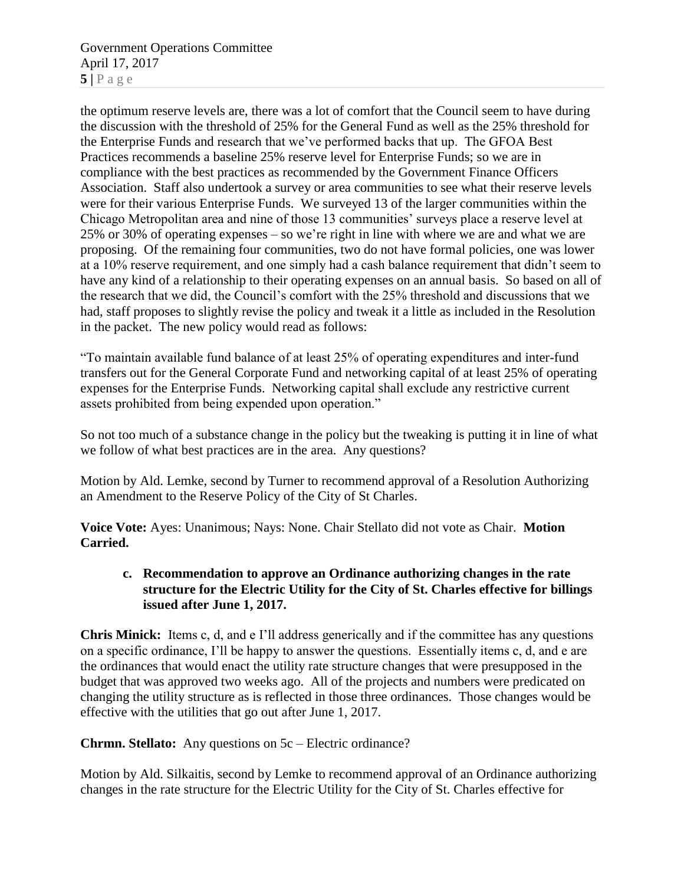the optimum reserve levels are, there was a lot of comfort that the Council seem to have during the discussion with the threshold of 25% for the General Fund as well as the 25% threshold for the Enterprise Funds and research that we've performed backs that up. The GFOA Best Practices recommends a baseline 25% reserve level for Enterprise Funds; so we are in compliance with the best practices as recommended by the Government Finance Officers Association. Staff also undertook a survey or area communities to see what their reserve levels were for their various Enterprise Funds. We surveyed 13 of the larger communities within the Chicago Metropolitan area and nine of those 13 communities' surveys place a reserve level at 25% or 30% of operating expenses – so we're right in line with where we are and what we are proposing. Of the remaining four communities, two do not have formal policies, one was lower at a 10% reserve requirement, and one simply had a cash balance requirement that didn't seem to have any kind of a relationship to their operating expenses on an annual basis. So based on all of the research that we did, the Council's comfort with the 25% threshold and discussions that we had, staff proposes to slightly revise the policy and tweak it a little as included in the Resolution in the packet. The new policy would read as follows:

"To maintain available fund balance of at least 25% of operating expenditures and inter-fund transfers out for the General Corporate Fund and networking capital of at least 25% of operating expenses for the Enterprise Funds. Networking capital shall exclude any restrictive current assets prohibited from being expended upon operation."

So not too much of a substance change in the policy but the tweaking is putting it in line of what we follow of what best practices are in the area. Any questions?

Motion by Ald. Lemke, second by Turner to recommend approval of a Resolution Authorizing an Amendment to the Reserve Policy of the City of St Charles.

**Voice Vote:** Ayes: Unanimous; Nays: None. Chair Stellato did not vote as Chair. **Motion Carried.**

**c. Recommendation to approve an Ordinance authorizing changes in the rate structure for the Electric Utility for the City of St. Charles effective for billings issued after June 1, 2017.**

**Chris Minick:** Items c, d, and e I'll address generically and if the committee has any questions on a specific ordinance, I'll be happy to answer the questions. Essentially items c, d, and e are the ordinances that would enact the utility rate structure changes that were presupposed in the budget that was approved two weeks ago. All of the projects and numbers were predicated on changing the utility structure as is reflected in those three ordinances. Those changes would be effective with the utilities that go out after June 1, 2017.

**Chrmn. Stellato:** Any questions on 5c – Electric ordinance?

Motion by Ald. Silkaitis, second by Lemke to recommend approval of an Ordinance authorizing changes in the rate structure for the Electric Utility for the City of St. Charles effective for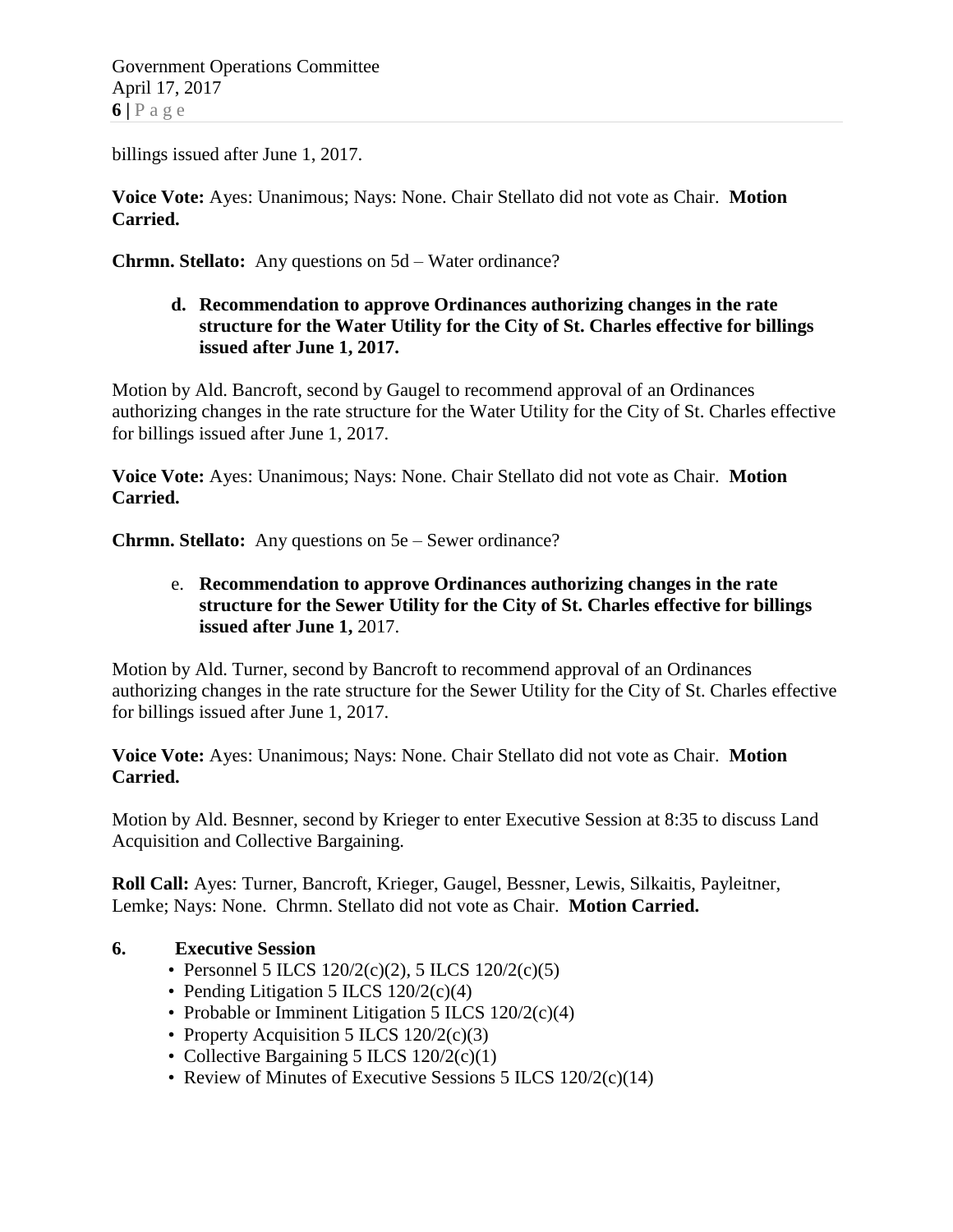billings issued after June 1, 2017.

**Voice Vote:** Ayes: Unanimous; Nays: None. Chair Stellato did not vote as Chair. **Motion Carried.**

**Chrmn. Stellato:** Any questions on 5d – Water ordinance?

> **d. Recommendation to approve Ordinances authorizing changes in the rate structure for the Water Utility for the City of St. Charles effective for billings issued after June 1, 2017.**

Motion by Ald. Bancroft, second by Gaugel to recommend approval of an Ordinances authorizing changes in the rate structure for the Water Utility for the City of St. Charles effective for billings issued after June 1, 2017.

**Voice Vote:** Ayes: Unanimous; Nays: None. Chair Stellato did not vote as Chair. **Motion Carried.**

**Chrmn. Stellato:** Any questions on 5e – Sewer ordinance?

> e. **Recommendation to approve Ordinances authorizing changes in the rate structure for the Sewer Utility for the City of St. Charles effective for billings issued after June 1,** 2017.

Motion by Ald. Turner, second by Bancroft to recommend approval of an Ordinances authorizing changes in the rate structure for the Sewer Utility for the City of St. Charles effective for billings issued after June 1, 2017.

**Voice Vote:** Ayes: Unanimous; Nays: None. Chair Stellato did not vote as Chair. **Motion Carried.**

Motion by Ald. Besnner, second by Krieger to enter Executive Session at 8:35 to discuss Land Acquisition and Collective Bargaining.

**Roll Call:** Ayes: Turner, Bancroft, Krieger, Gaugel, Bessner, Lewis, Silkaitis, Payleitner, Lemke; Nays: None. Chrmn. Stellato did not vote as Chair. **Motion Carried.**

**6. Executive Session**

- Personnel 5 ILCS 120/2(c)(2), 5 ILCS 120/2(c)(5)
- Pending Litigation 5 ILCS 120/2(c)(4)
- Probable or Imminent Litigation 5 ILCS 120/2(c)(4)
- Property Acquisition 5 ILCS 120/2(c)(3)
- Collective Bargaining 5 ILCS 120/2(c)(1)
- Review of Minutes of Executive Sessions 5 ILCS 120/2(c)(14)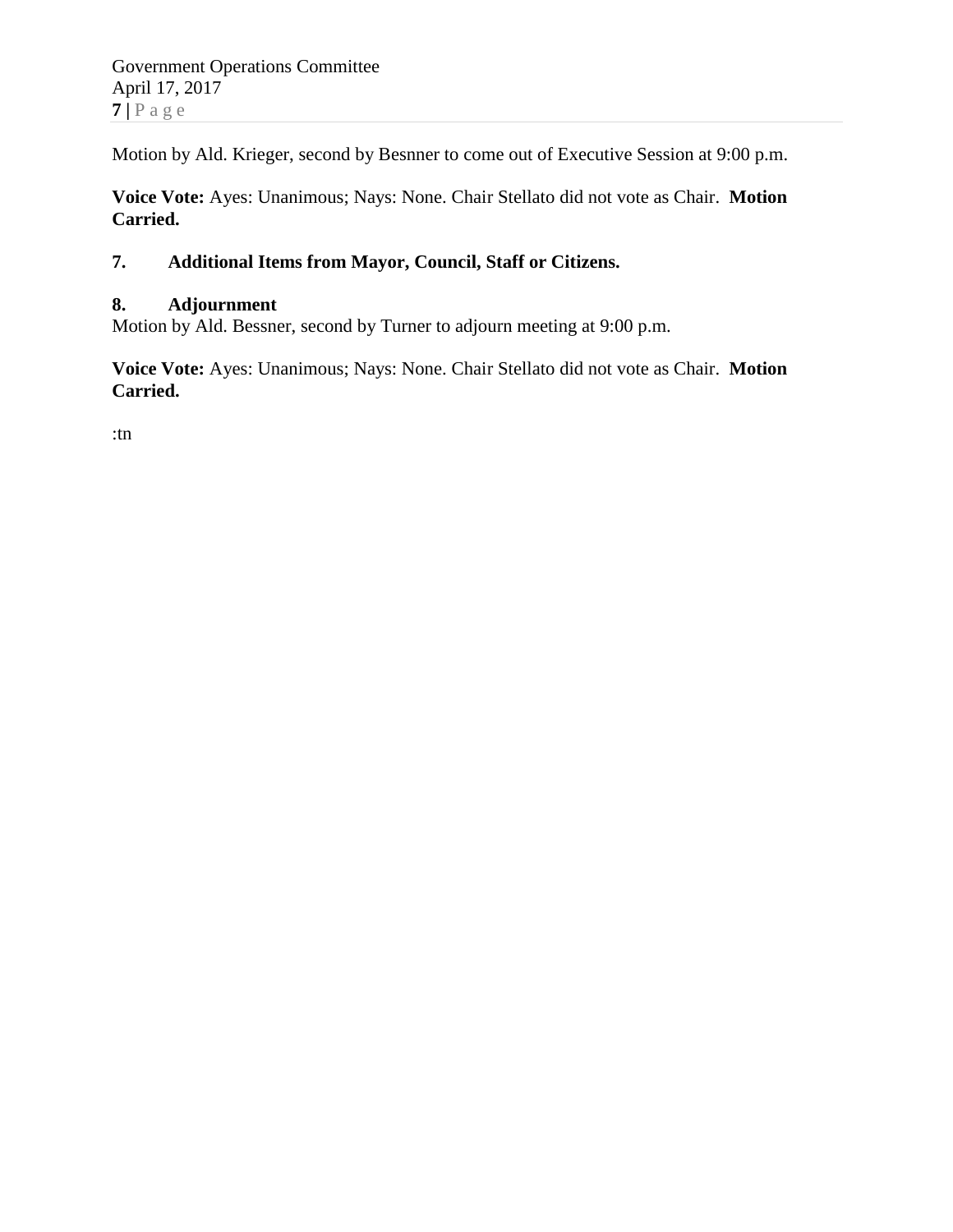Motion by Ald. Krieger, second by Besnner to come out of Executive Session at 9:00 p.m.

**Voice Vote:** Ayes: Unanimous; Nays: None. Chair Stellato did not vote as Chair. **Motion Carried.**

**7. Additional Items from Mayor, Council, Staff or Citizens.**

**8. Adjournment**

Motion by Ald. Bessner, second by Turner to adjourn meeting at 9:00 p.m.

**Voice Vote:** Ayes: Unanimous; Nays: None. Chair Stellato did not vote as Chair. **Motion Carried.**

:tn